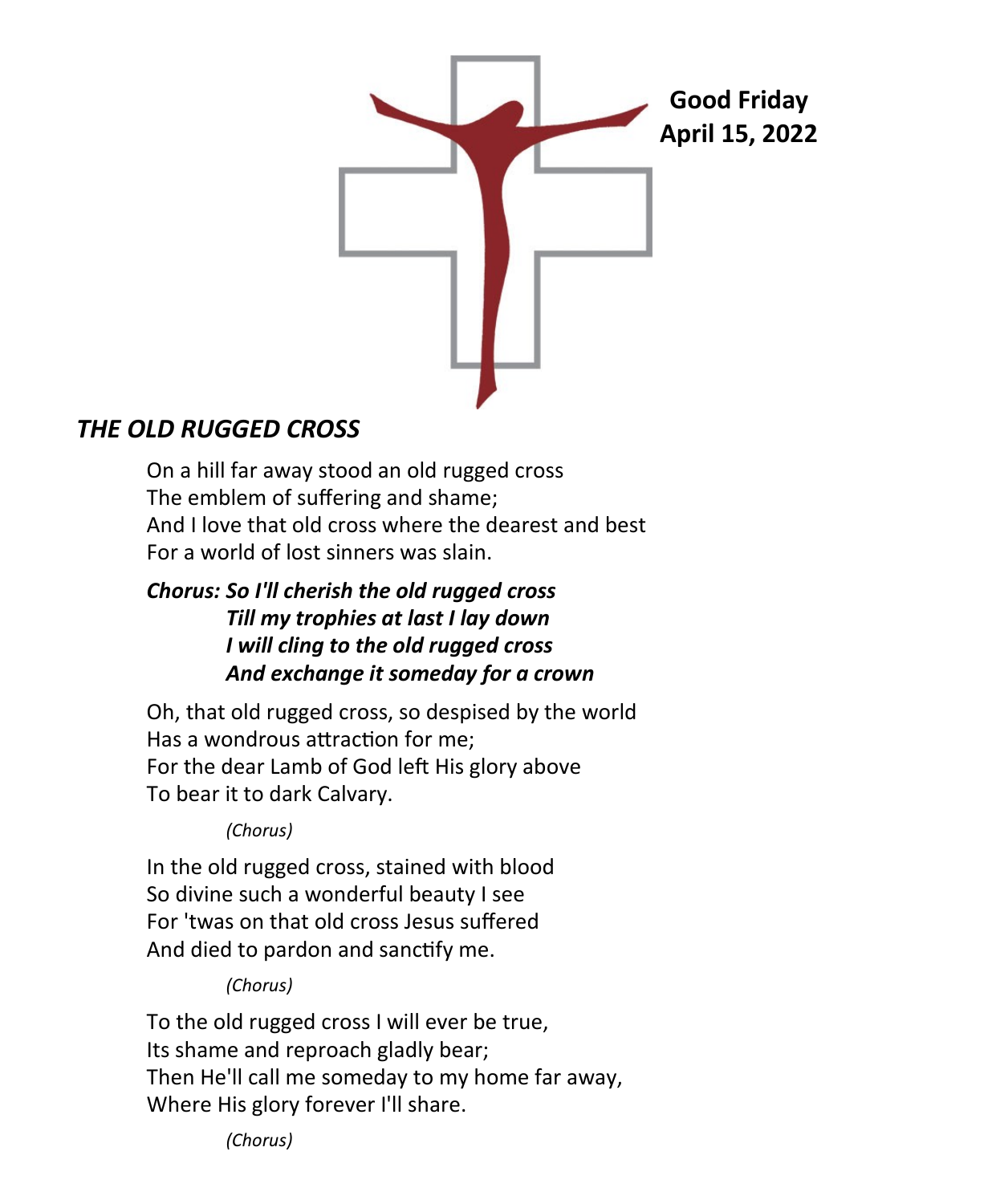**Good Friday**
**April 15, 2022**

## *THE OLD RUGGED CROSS*

On a hill far away stood an old rugged cross
The emblem of suffering and shame;
And I love that old cross where the dearest and best
For a world of lost sinners was slain.

***Chorus: So I'll cherish the old rugged cross***
***Till my trophies at last I lay down***
***I will cling to the old rugged cross***
***And exchange it someday for a crown***

Oh, that old rugged cross, so despised by the world
Has a wondrous attraction for me;
For the dear Lamb of God left His glory above
To bear it to dark Calvary.

*(Chorus)*

In the old rugged cross, stained with blood
So divine such a wonderful beauty I see
For 'twas on that old cross Jesus suffered
And died to pardon and sanctify me.

*(Chorus)*

To the old rugged cross I will ever be true,
Its shame and reproach gladly bear;
Then He'll call me someday to my home far away,
Where His glory forever I'll share.

*(Chorus)*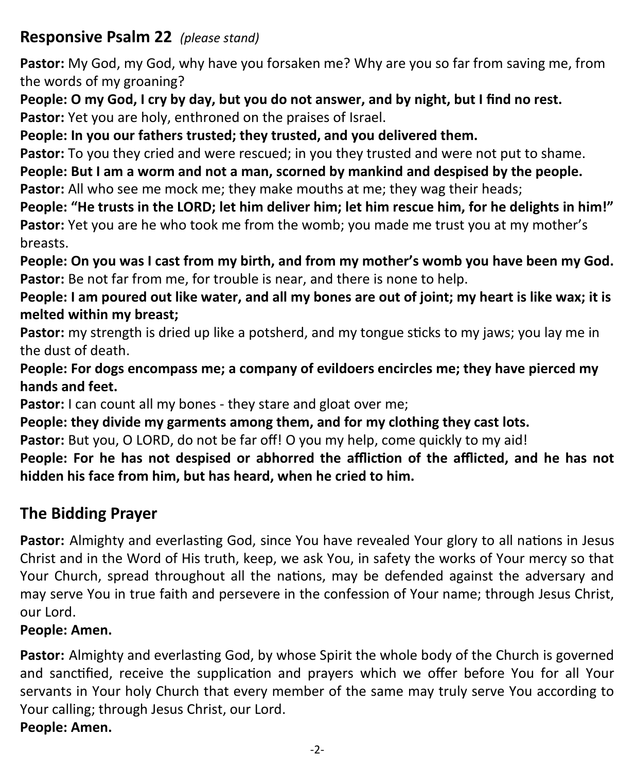## Responsive Psalm 22 *(please stand)*

**Pastor:** My God, my God, why have you forsaken me? Why are you so far from saving me, from the words of my groaning?

**People: O my God, I cry by day, but you do not answer, and by night, but I find no rest.**

**Pastor:** Yet you are holy, enthroned on the praises of Israel.

**People: In you our fathers trusted; they trusted, and you delivered them.**

**Pastor:** To you they cried and were rescued; in you they trusted and were not put to shame.

**People: But I am a worm and not a man, scorned by mankind and despised by the people.**

**Pastor:** All who see me mock me; they make mouths at me; they wag their heads;

**People: "He trusts in the LORD; let him deliver him; let him rescue him, for he delights in him!"**

**Pastor:** Yet you are he who took me from the womb; you made me trust you at my mother's breasts.

**People: On you was I cast from my birth, and from my mother's womb you have been my God.**

**Pastor:** Be not far from me, for trouble is near, and there is none to help.

**People: I am poured out like water, and all my bones are out of joint; my heart is like wax; it is melted within my breast;**

**Pastor:** my strength is dried up like a potsherd, and my tongue sticks to my jaws; you lay me in the dust of death.

**People: For dogs encompass me; a company of evildoers encircles me; they have pierced my hands and feet.**

**Pastor:** I can count all my bones - they stare and gloat over me;

**People: they divide my garments among them, and for my clothing they cast lots.**

**Pastor:** But you, O LORD, do not be far off! O you my help, come quickly to my aid!

**People: For he has not despised or abhorred the affliction of the afflicted, and he has not hidden his face from him, but has heard, when he cried to him.**

## The Bidding Prayer

**Pastor:** Almighty and everlasting God, since You have revealed Your glory to all nations in Jesus Christ and in the Word of His truth, keep, we ask You, in safety the works of Your mercy so that Your Church, spread throughout all the nations, may be defended against the adversary and may serve You in true faith and persevere in the confession of Your name; through Jesus Christ, our Lord.

**People: Amen.**

**Pastor:** Almighty and everlasting God, by whose Spirit the whole body of the Church is governed and sanctified, receive the supplication and prayers which we offer before You for all Your servants in Your holy Church that every member of the same may truly serve You according to Your calling; through Jesus Christ, our Lord.

**People: Amen.**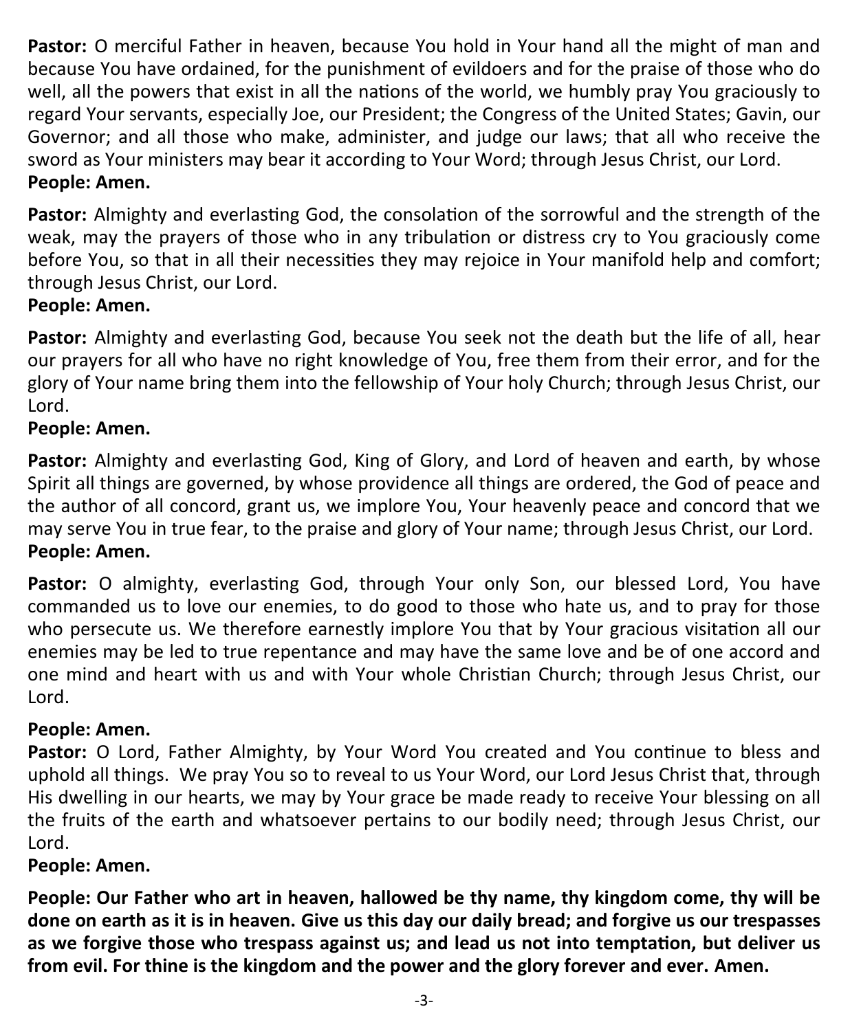**Pastor:** O merciful Father in heaven, because You hold in Your hand all the might of man and because You have ordained, for the punishment of evildoers and for the praise of those who do well, all the powers that exist in all the nations of the world, we humbly pray You graciously to regard Your servants, especially Joe, our President; the Congress of the United States; Gavin, our Governor; and all those who make, administer, and judge our laws; that all who receive the sword as Your ministers may bear it according to Your Word; through Jesus Christ, our Lord.
**People: Amen.**

**Pastor:** Almighty and everlasting God, the consolation of the sorrowful and the strength of the weak, may the prayers of those who in any tribulation or distress cry to You graciously come before You, so that in all their necessities they may rejoice in Your manifold help and comfort; through Jesus Christ, our Lord.
**People: Amen.**

**Pastor:** Almighty and everlasting God, because You seek not the death but the life of all, hear our prayers for all who have no right knowledge of You, free them from their error, and for the glory of Your name bring them into the fellowship of Your holy Church; through Jesus Christ, our Lord.
**People: Amen.**

**Pastor:** Almighty and everlasting God, King of Glory, and Lord of heaven and earth, by whose Spirit all things are governed, by whose providence all things are ordered, the God of peace and the author of all concord, grant us, we implore You, Your heavenly peace and concord that we may serve You in true fear, to the praise and glory of Your name; through Jesus Christ, our Lord.
**People: Amen.**

**Pastor:** O almighty, everlasting God, through Your only Son, our blessed Lord, You have commanded us to love our enemies, to do good to those who hate us, and to pray for those who persecute us. We therefore earnestly implore You that by Your gracious visitation all our enemies may be led to true repentance and may have the same love and be of one accord and one mind and heart with us and with Your whole Christian Church; through Jesus Christ, our Lord.

**People: Amen.**
**Pastor:** O Lord, Father Almighty, by Your Word You created and You continue to bless and uphold all things. We pray You so to reveal to us Your Word, our Lord Jesus Christ that, through His dwelling in our hearts, we may by Your grace be made ready to receive Your blessing on all the fruits of the earth and whatsoever pertains to our bodily need; through Jesus Christ, our Lord.
**People: Amen.**

**People: Our Father who art in heaven, hallowed be thy name, thy kingdom come, thy will be done on earth as it is in heaven. Give us this day our daily bread; and forgive us our trespasses as we forgive those who trespass against us; and lead us not into temptation, but deliver us from evil. For thine is the kingdom and the power and the glory forever and ever. Amen.**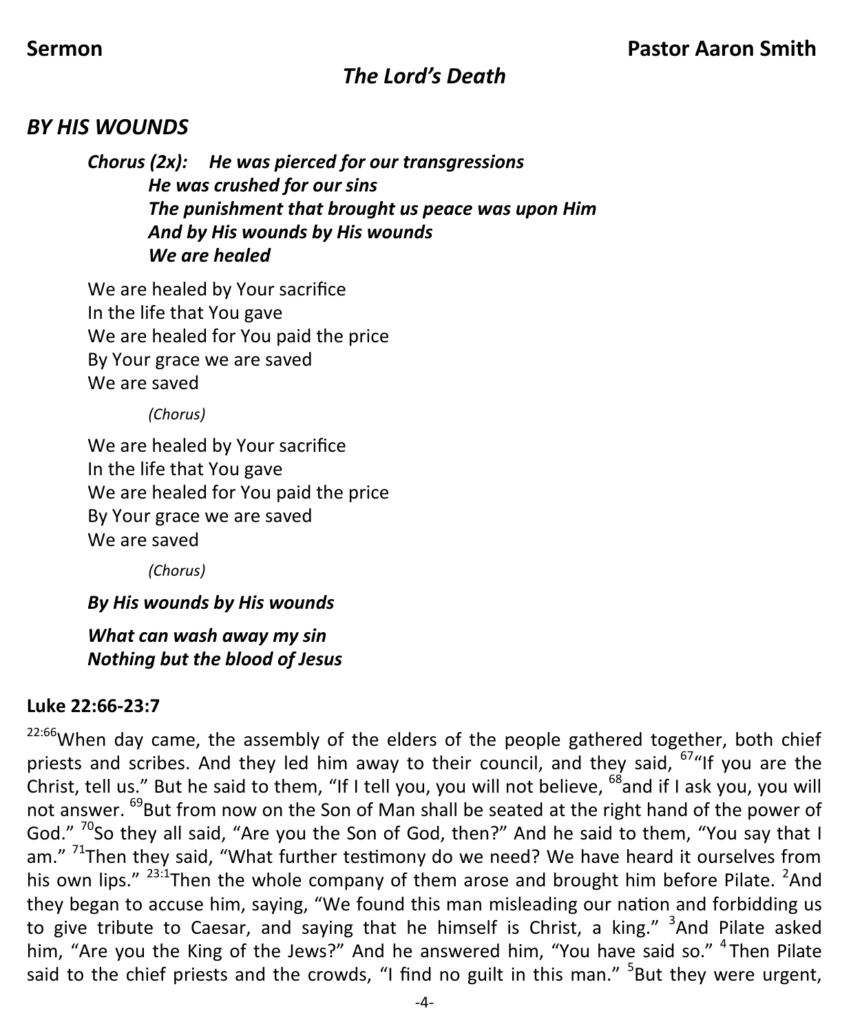**Sermon** **Pastor Aaron Smith**

### *The Lord's Death*

## *BY HIS WOUNDS*

***Chorus (2x):*** ***He was pierced for our transgressions***
***He was crushed for our sins***
***The punishment that brought us peace was upon Him***
***And by His wounds by His wounds***
***We are healed***

We are healed by Your sacrifice
In the life that You gave
We are healed for You paid the price
By Your grace we are saved
We are saved

*(Chorus)*

We are healed by Your sacrifice
In the life that You gave
We are healed for You paid the price
By Your grace we are saved
We are saved

*(Chorus)*

***By His wounds by His wounds***

***What can wash away my sin***
***Nothing but the blood of Jesus***

**Luke 22:66-23:7**

[22:66]When day came, the assembly of the elders of the people gathered together, both chief priests and scribes. And they led him away to their council, and they said, [67]"If you are the Christ, tell us." But he said to them, "If I tell you, you will not believe, [68]and if I ask you, you will not answer. [69]But from now on the Son of Man shall be seated at the right hand of the power of God." [70]So they all said, "Are you the Son of God, then?" And he said to them, "You say that I am." [71]Then they said, "What further testimony do we need? We have heard it ourselves from his own lips." [23:1]Then the whole company of them arose and brought him before Pilate. [2]And they began to accuse him, saying, "We found this man misleading our nation and forbidding us to give tribute to Caesar, and saying that he himself is Christ, a king." [3]And Pilate asked him, "Are you the King of the Jews?" And he answered him, "You have said so." [4]Then Pilate said to the chief priests and the crowds, "I find no guilt in this man." [5]But they were urgent,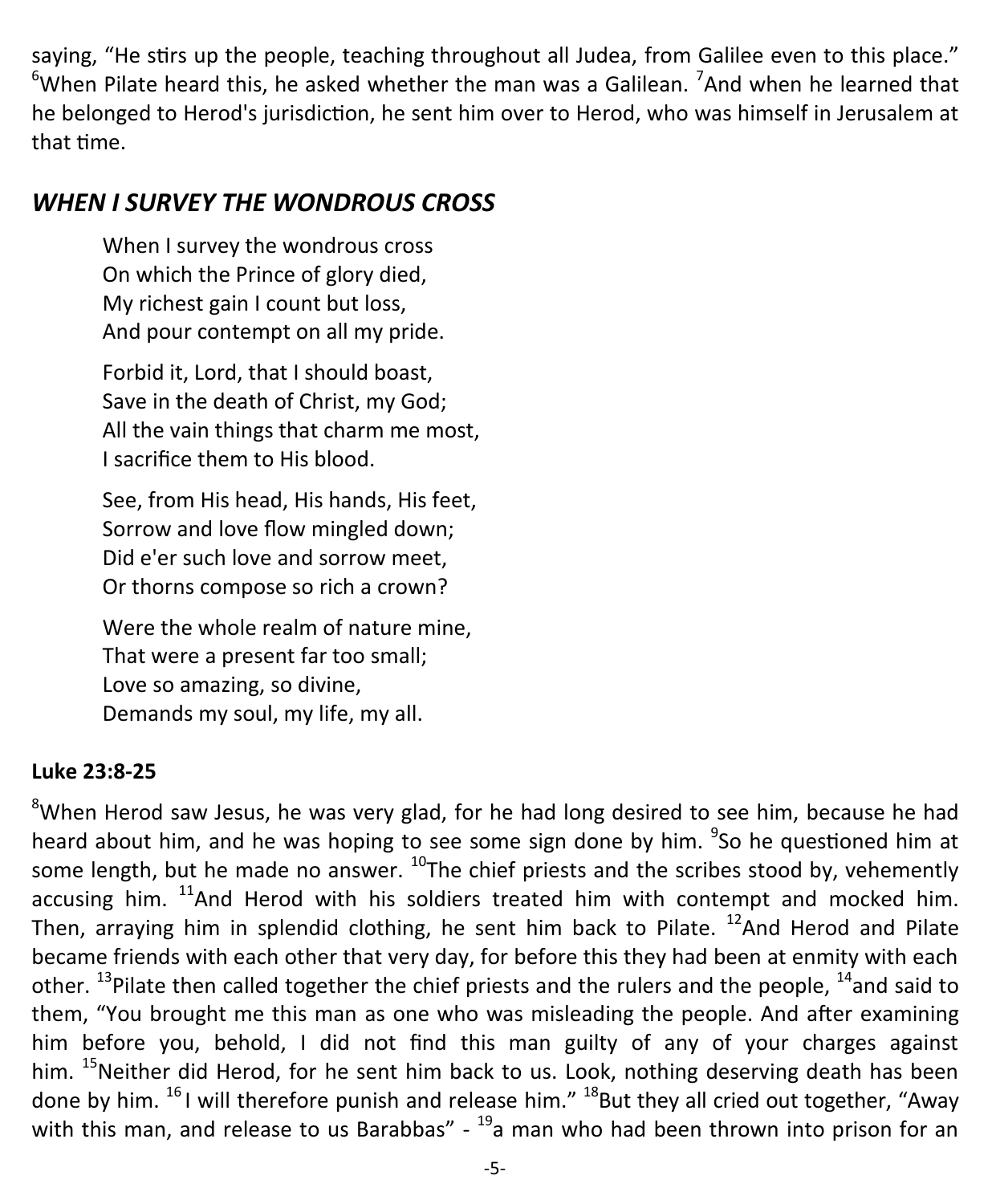saying, "He stirs up the people, teaching throughout all Judea, from Galilee even to this place." [6]When Pilate heard this, he asked whether the man was a Galilean. [7]And when he learned that he belonged to Herod's jurisdiction, he sent him over to Herod, who was himself in Jerusalem at that time.

## *WHEN I SURVEY THE WONDROUS CROSS*

When I survey the wondrous cross
On which the Prince of glory died,
My richest gain I count but loss,
And pour contempt on all my pride.

Forbid it, Lord, that I should boast,
Save in the death of Christ, my God;
All the vain things that charm me most,
I sacrifice them to His blood.

See, from His head, His hands, His feet,
Sorrow and love flow mingled down;
Did e'er such love and sorrow meet,
Or thorns compose so rich a crown?

Were the whole realm of nature mine,
That were a present far too small;
Love so amazing, so divine,
Demands my soul, my life, my all.

**Luke 23:8-25**

[8]When Herod saw Jesus, he was very glad, for he had long desired to see him, because he had heard about him, and he was hoping to see some sign done by him. [9]So he questioned him at some length, but he made no answer. [10]The chief priests and the scribes stood by, vehemently accusing him. [11]And Herod with his soldiers treated him with contempt and mocked him. Then, arraying him in splendid clothing, he sent him back to Pilate. [12]And Herod and Pilate became friends with each other that very day, for before this they had been at enmity with each other. [13]Pilate then called together the chief priests and the rulers and the people, [14]and said to them, "You brought me this man as one who was misleading the people. And after examining him before you, behold, I did not find this man guilty of any of your charges against him. [15]Neither did Herod, for he sent him back to us. Look, nothing deserving death has been done by him. [16]I will therefore punish and release him." [18]But they all cried out together, "Away with this man, and release to us Barabbas" - [19]a man who had been thrown into prison for an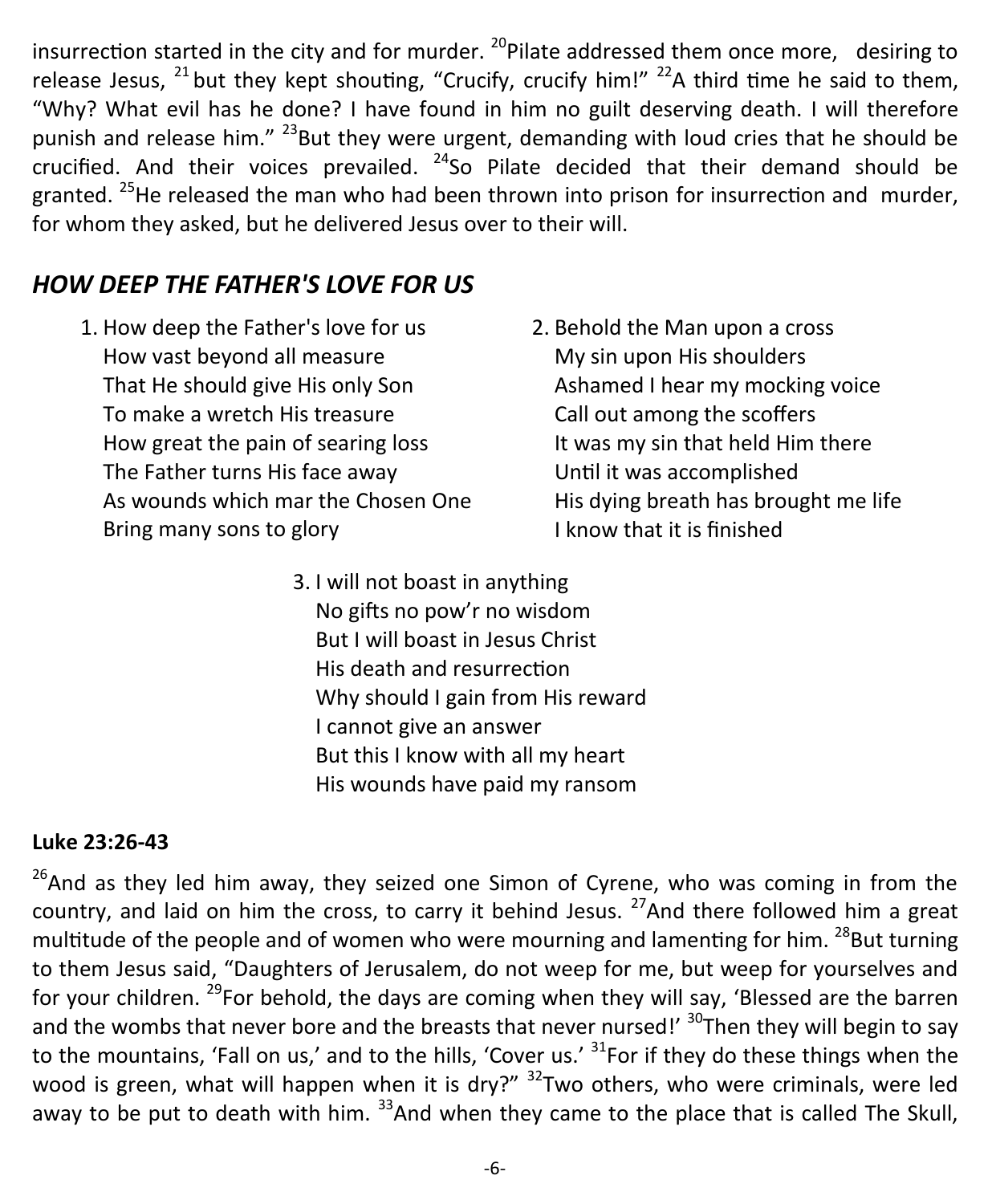insurrection started in the city and for murder. [20]Pilate addressed them once more, desiring to release Jesus, [21] but they kept shouting, "Crucify, crucify him!" [22]A third time he said to them, "Why? What evil has he done? I have found in him no guilt deserving death. I will therefore punish and release him." [23]But they were urgent, demanding with loud cries that he should be crucified. And their voices prevailed. [24]So Pilate decided that their demand should be granted. [25]He released the man who had been thrown into prison for insurrection and murder, for whom they asked, but he delivered Jesus over to their will.

## *HOW DEEP THE FATHER'S LOVE FOR US*

1. How deep the Father's love for us
   How vast beyond all measure
   That He should give His only Son
   To make a wretch His treasure
   How great the pain of searing loss
   The Father turns His face away
   As wounds which mar the Chosen One
   Bring many sons to glory

2. Behold the Man upon a cross
   My sin upon His shoulders
   Ashamed I hear my mocking voice
   Call out among the scoffers
   It was my sin that held Him there
   Until it was accomplished
   His dying breath has brought me life
   I know that it is finished

3. I will not boast in anything
   No gifts no pow'r no wisdom
   But I will boast in Jesus Christ
   His death and resurrection
   Why should I gain from His reward
   I cannot give an answer
   But this I know with all my heart
   His wounds have paid my ransom

**Luke 23:26-43**

[26]And as they led him away, they seized one Simon of Cyrene, who was coming in from the country, and laid on him the cross, to carry it behind Jesus. [27]And there followed him a great multitude of the people and of women who were mourning and lamenting for him. [28]But turning to them Jesus said, "Daughters of Jerusalem, do not weep for me, but weep for yourselves and for your children. [29]For behold, the days are coming when they will say, 'Blessed are the barren and the wombs that never bore and the breasts that never nursed!' [30]Then they will begin to say to the mountains, 'Fall on us,' and to the hills, 'Cover us.' [31]For if they do these things when the wood is green, what will happen when it is dry?" [32]Two others, who were criminals, were led away to be put to death with him. [33]And when they came to the place that is called The Skull,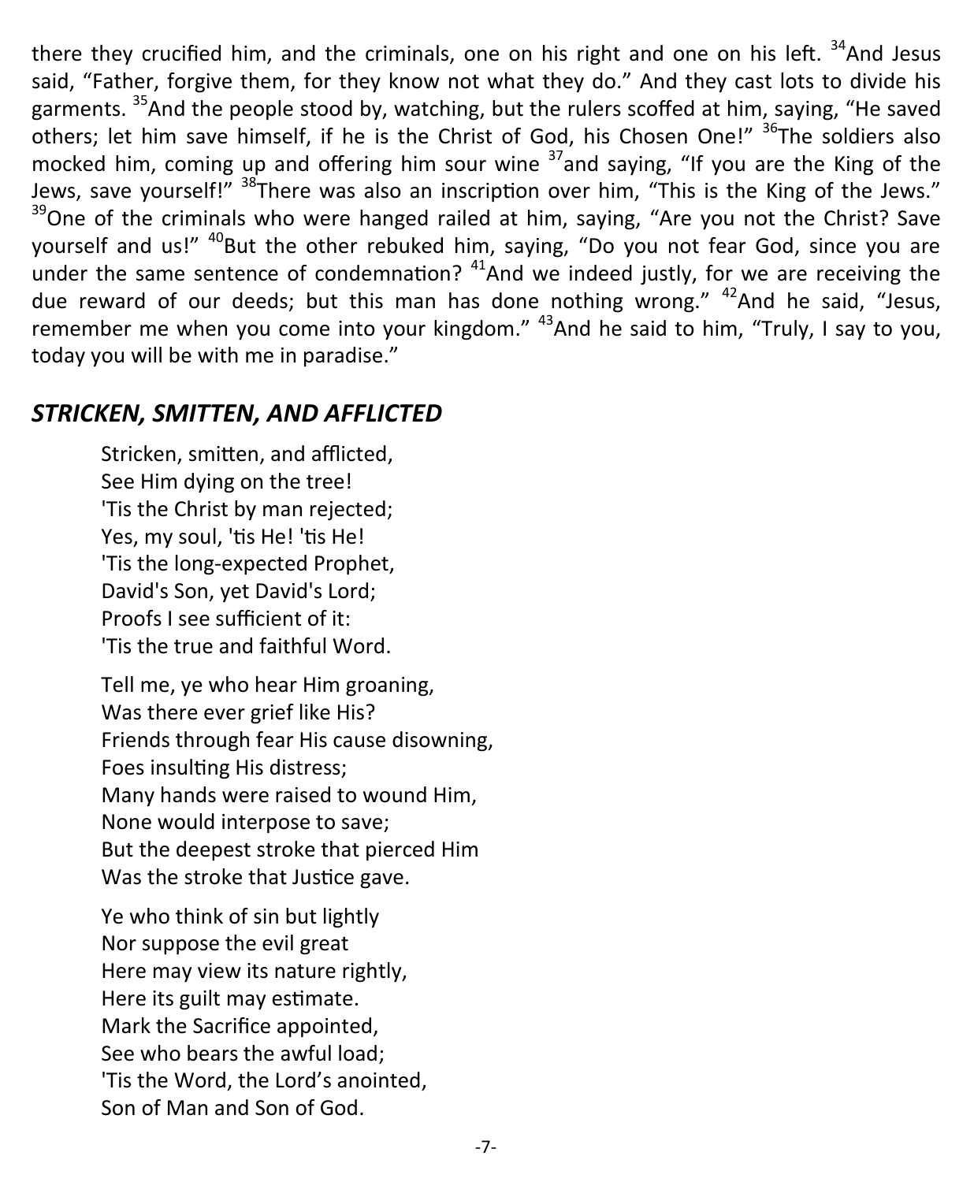there they crucified him, and the criminals, one on his right and one on his left. [34]And Jesus said, “Father, forgive them, for they know not what they do.” And they cast lots to divide his garments. [35]And the people stood by, watching, but the rulers scoffed at him, saying, “He saved others; let him save himself, if he is the Christ of God, his Chosen One!” [36]The soldiers also mocked him, coming up and offering him sour wine [37]and saying, “If you are the King of the Jews, save yourself!” [38]There was also an inscription over him, “This is the King of the Jews.” [39]One of the criminals who were hanged railed at him, saying, “Are you not the Christ? Save yourself and us!” [40]But the other rebuked him, saying, “Do you not fear God, since you are under the same sentence of condemnation? [41]And we indeed justly, for we are receiving the due reward of our deeds; but this man has done nothing wrong.” [42]And he said, “Jesus, remember me when you come into your kingdom.” [43]And he said to him, “Truly, I say to you, today you will be with me in paradise.”

## *STRICKEN, SMITTEN, AND AFFLICTED*

Stricken, smitten, and afflicted,
See Him dying on the tree!
'Tis the Christ by man rejected;
Yes, my soul, 'tis He! 'tis He!
'Tis the long-expected Prophet,
David's Son, yet David's Lord;
Proofs I see sufficient of it:
'Tis the true and faithful Word.

Tell me, ye who hear Him groaning,
Was there ever grief like His?
Friends through fear His cause disowning,
Foes insulting His distress;
Many hands were raised to wound Him,
None would interpose to save;
But the deepest stroke that pierced Him
Was the stroke that Justice gave.

Ye who think of sin but lightly
Nor suppose the evil great
Here may view its nature rightly,
Here its guilt may estimate.
Mark the Sacrifice appointed,
See who bears the awful load;
'Tis the Word, the Lord’s anointed,
Son of Man and Son of God.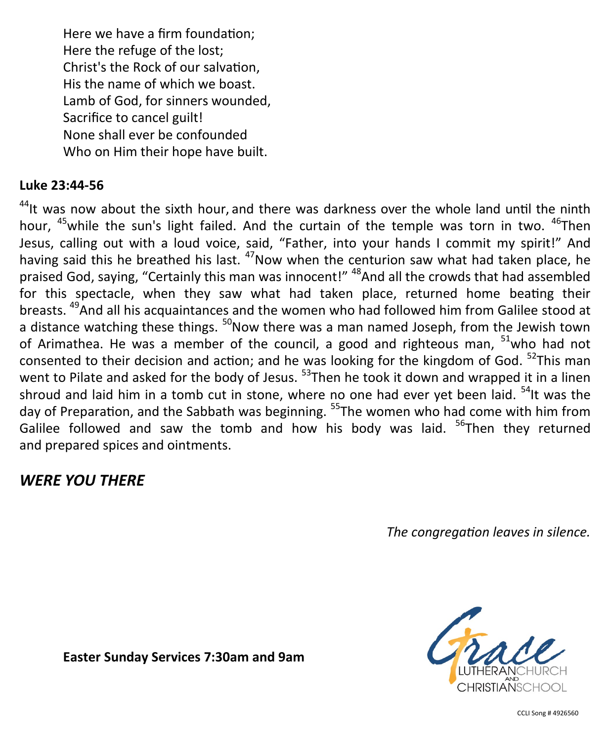Here we have a firm foundation;
Here the refuge of the lost;
Christ's the Rock of our salvation,
His the name of which we boast.
Lamb of God, for sinners wounded,
Sacrifice to cancel guilt!
None shall ever be confounded
Who on Him their hope have built.

**Luke 23:44-56**

[44]It was now about the sixth hour, and there was darkness over the whole land until the ninth hour, [45]while the sun's light failed. And the curtain of the temple was torn in two. [46]Then Jesus, calling out with a loud voice, said, "Father, into your hands I commit my spirit!" And having said this he breathed his last. [47]Now when the centurion saw what had taken place, he praised God, saying, "Certainly this man was innocent!" [48]And all the crowds that had assembled for this spectacle, when they saw what had taken place, returned home beating their breasts. [49]And all his acquaintances and the women who had followed him from Galilee stood at a distance watching these things. [50]Now there was a man named Joseph, from the Jewish town of Arimathea. He was a member of the council, a good and righteous man, [51]who had not consented to their decision and action; and he was looking for the kingdom of God. [52]This man went to Pilate and asked for the body of Jesus. [53]Then he took it down and wrapped it in a linen shroud and laid him in a tomb cut in stone, where no one had ever yet been laid. [54]It was the day of Preparation, and the Sabbath was beginning. [55]The women who had come with him from Galilee followed and saw the tomb and how his body was laid. [56]Then they returned and prepared spices and ointments.

## *WERE YOU THERE*

*The congregation leaves in silence.*

**Easter Sunday Services 7:30am and 9am**

Grace LUTHERAN CHURCH AND CHRISTIAN SCHOOL

CCLI Song # 4926560